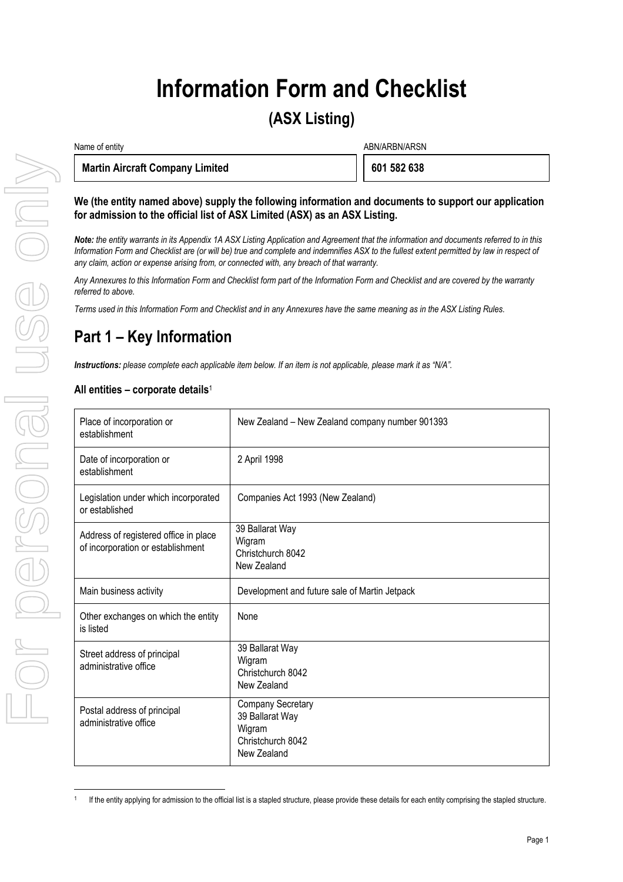# Information Form and Checklist

## (ASX Listing)

| Name of entity | ABN/ARBN/ARSN |
| --- | --- |
| **Martin Aircraft Company Limited** | **601 582 638** |

**We (the entity named above) supply the following information and documents to support our application for admission to the official list of ASX Limited (ASX) as an ASX Listing.**

***Note:*** *the entity warrants in its Appendix 1A ASX Listing Application and Agreement that the information and documents referred to in this Information Form and Checklist are (or will be) true and complete and indemnifies ASX to the fullest extent permitted by law in respect of any claim, action or expense arising from, or connected with, any breach of that warranty.*

*Any Annexures to this Information Form and Checklist form part of the Information Form and Checklist and are covered by the warranty referred to above.*

*Terms used in this Information Form and Checklist and in any Annexures have the same meaning as in the ASX Listing Rules.*

## Part 1 – Key Information

***Instructions:*** *please complete each applicable item below. If an item is not applicable, please mark it as "N/A".*

### All entities – corporate details[1]

| | |
| --- | --- |
| Place of incorporation or establishment | New Zealand – New Zealand company number 901393 |
| Date of incorporation or establishment | 2 April 1998 |
| Legislation under which incorporated or established | Companies Act 1993 (New Zealand) |
| Address of registered office in place of incorporation or establishment | 39 Ballarat Way<br>Wigram<br>Christchurch 8042<br>New Zealand |
| Main business activity | Development and future sale of Martin Jetpack |
| Other exchanges on which the entity is listed | None |
| Street address of principal administrative office | 39 Ballarat Way<br>Wigram<br>Christchurch 8042<br>New Zealand |
| Postal address of principal administrative office | Company Secretary<br>39 Ballarat Way<br>Wigram<br>Christchurch 8042<br>New Zealand |

[1] If the entity applying for admission to the official list is a stapled structure, please provide these details for each entity comprising the stapled structure.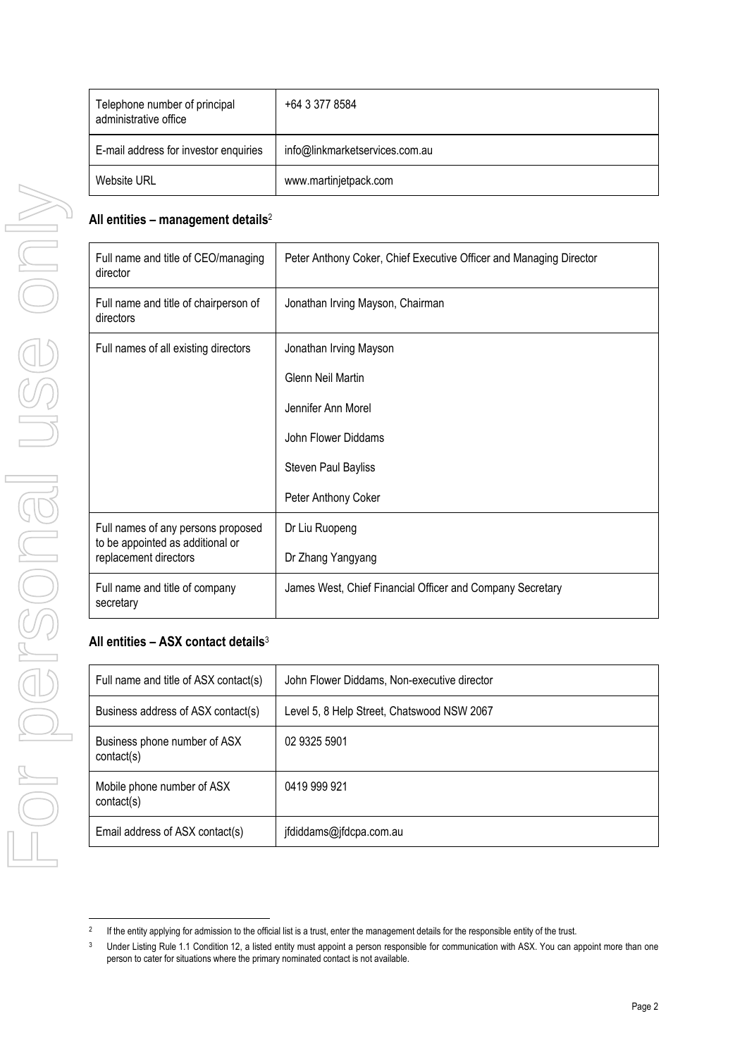| Telephone number of principal administrative office | +64 3 377 8584 |
| --- | --- |
| E-mail address for investor enquiries | info@linkmarketservices.com.au |
| Website URL | www.martinjetpack.com |

## All entities – management details[2]

| Full name and title of CEO/managing director | Peter Anthony Coker, Chief Executive Officer and Managing Director |
| --- | --- |
| Full name and title of chairperson of directors | Jonathan Irving Mayson, Chairman |
| Full names of all existing directors | Jonathan Irving Mayson<br>Glenn Neil Martin<br>Jennifer Ann Morel<br>John Flower Diddams<br>Steven Paul Bayliss<br>Peter Anthony Coker |
| Full names of any persons proposed to be appointed as additional or replacement directors | Dr Liu Ruopeng<br>Dr Zhang Yangyang |
| Full name and title of company secretary | James West, Chief Financial Officer and Company Secretary |

## All entities – ASX contact details[3]

| Full name and title of ASX contact(s) | John Flower Diddams, Non-executive director |
| --- | --- |
| Business address of ASX contact(s) | Level 5, 8 Help Street, Chatswood NSW 2067 |
| Business phone number of ASX contact(s) | 02 9325 5901 |
| Mobile phone number of ASX contact(s) | 0419 999 921 |
| Email address of ASX contact(s) | jfdiddams@jfdcpa.com.au |

---

[2] If the entity applying for admission to the official list is a trust, enter the management details for the responsible entity of the trust.

[3] Under Listing Rule 1.1 Condition 12, a listed entity must appoint a person responsible for communication with ASX. You can appoint more than one person to cater for situations where the primary nominated contact is not available.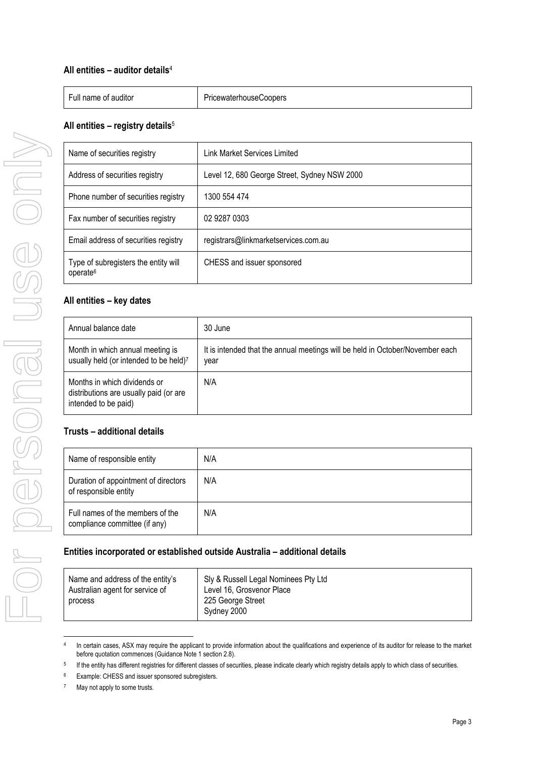## All entities – auditor details[4]

| Full name of auditor | PricewaterhouseCoopers |
|---|---|

## All entities – registry details[5]

| Name of securities registry | Link Market Services Limited |
|---|---|
| Address of securities registry | Level 12, 680 George Street, Sydney NSW 2000 |
| Phone number of securities registry | 1300 554 474 |
| Fax number of securities registry | 02 9287 0303 |
| Email address of securities registry | registrars@linkmarketservices.com.au |
| Type of subregisters the entity will operate[6] | CHESS and issuer sponsored |

## All entities – key dates

| Annual balance date | 30 June |
|---|---|
| Month in which annual meeting is usually held (or intended to be held)[7] | It is intended that the annual meetings will be held in October/November each year |
| Months in which dividends or distributions are usually paid (or are intended to be paid) | N/A |

## Trusts – additional details

| Name of responsible entity | N/A |
|---|---|
| Duration of appointment of directors of responsible entity | N/A |
| Full names of the members of the compliance committee (if any) | N/A |

## Entities incorporated or established outside Australia – additional details

| Name and address of the entity's Australian agent for service of process | Sly & Russell Legal Nominees Pty Ltd<br>Level 16, Grosvenor Place<br>225 George Street<br>Sydney 2000 |
|---|---|

---

[4] In certain cases, ASX may require the applicant to provide information about the qualifications and experience of its auditor for release to the market before quotation commences (Guidance Note 1 section 2.8).

[5] If the entity has different registries for different classes of securities, please indicate clearly which registry details apply to which class of securities.

[6] Example: CHESS and issuer sponsored subregisters.

[7] May not apply to some trusts.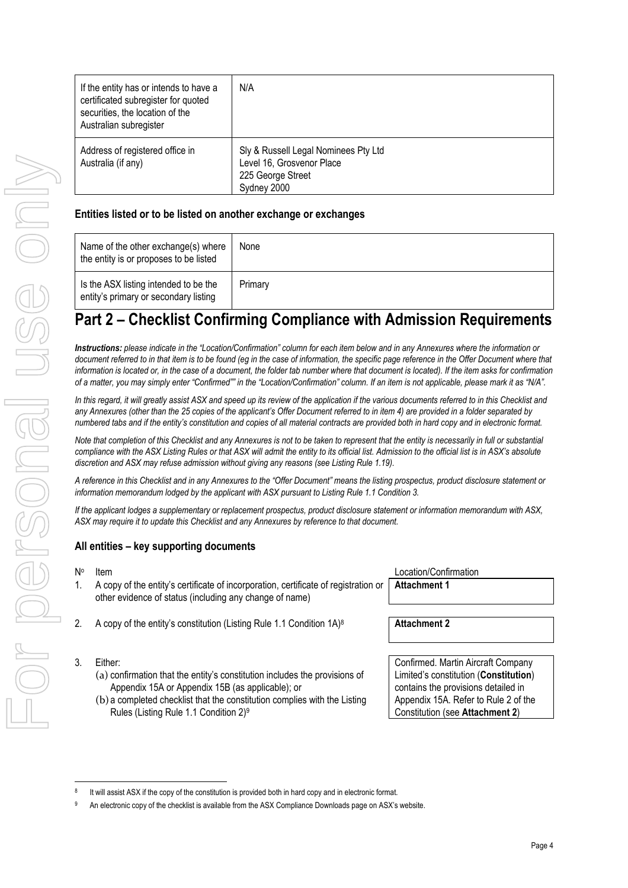| If the entity has or intends to have a certificated subregister for quoted securities, the location of the Australian subregister | N/A |
| --- | --- |
| Address of registered office in Australia (if any) | Sly & Russell Legal Nominees Pty Ltd<br>Level 16, Grosvenor Place<br>225 George Street<br>Sydney 2000 |

### Entities listed or to be listed on another exchange or exchanges

| Name of the other exchange(s) where the entity is or proposes to be listed | None |
| --- | --- |
| Is the ASX listing intended to be the entity's primary or secondary listing | Primary |

# Part 2 – Checklist Confirming Compliance with Admission Requirements

***Instructions:*** *please indicate in the "Location/Confirmation" column for each item below and in any Annexures where the information or document referred to in that item is to be found (eg in the case of information, the specific page reference in the Offer Document where that information is located or, in the case of a document, the folder tab number where that document is located). If the item asks for confirmation of a matter, you may simply enter "Confirmed"" in the "Location/Confirmation" column. If an item is not applicable, please mark it as "N/A".*

*In this regard, it will greatly assist ASX and speed up its review of the application if the various documents referred to in this Checklist and any Annexures (other than the 25 copies of the applicant's Offer Document referred to in item 4) are provided in a folder separated by numbered tabs and if the entity's constitution and copies of all material contracts are provided both in hard copy and in electronic format.*

*Note that completion of this Checklist and any Annexures is not to be taken to represent that the entity is necessarily in full or substantial compliance with the ASX Listing Rules or that ASX will admit the entity to its official list. Admission to the official list is in ASX's absolute discretion and ASX may refuse admission without giving any reasons (see Listing Rule 1.19).*

*A reference in this Checklist and in any Annexures to the "Offer Document" means the listing prospectus, product disclosure statement or information memorandum lodged by the applicant with ASX pursuant to Listing Rule 1.1 Condition 3.*

*If the applicant lodges a supplementary or replacement prospectus, product disclosure statement or information memorandum with ASX, ASX may require it to update this Checklist and any Annexures by reference to that document.*

### All entities – key supporting documents

| Nº | Item | Location/Confirmation |
| --- | --- | --- |
| 1. | A copy of the entity's certificate of incorporation, certificate of registration or other evidence of status (including any change of name) | **Attachment 1** |
| 2. | A copy of the entity's constitution (Listing Rule 1.1 Condition 1A)[8] | **Attachment 2** |
| 3. | Either:<br>(a) confirmation that the entity's constitution includes the provisions of Appendix 15A or Appendix 15B (as applicable); or<br>(b) a completed checklist that the constitution complies with the Listing Rules (Listing Rule 1.1 Condition 2)[9] | Confirmed. Martin Aircraft Company Limited's constitution (**Constitution**) contains the provisions detailed in Appendix 15A. Refer to Rule 2 of the Constitution (see **Attachment 2**) |

[8] It will assist ASX if the copy of the constitution is provided both in hard copy and in electronic format.

[9] An electronic copy of the checklist is available from the ASX Compliance Downloads page on ASX's website.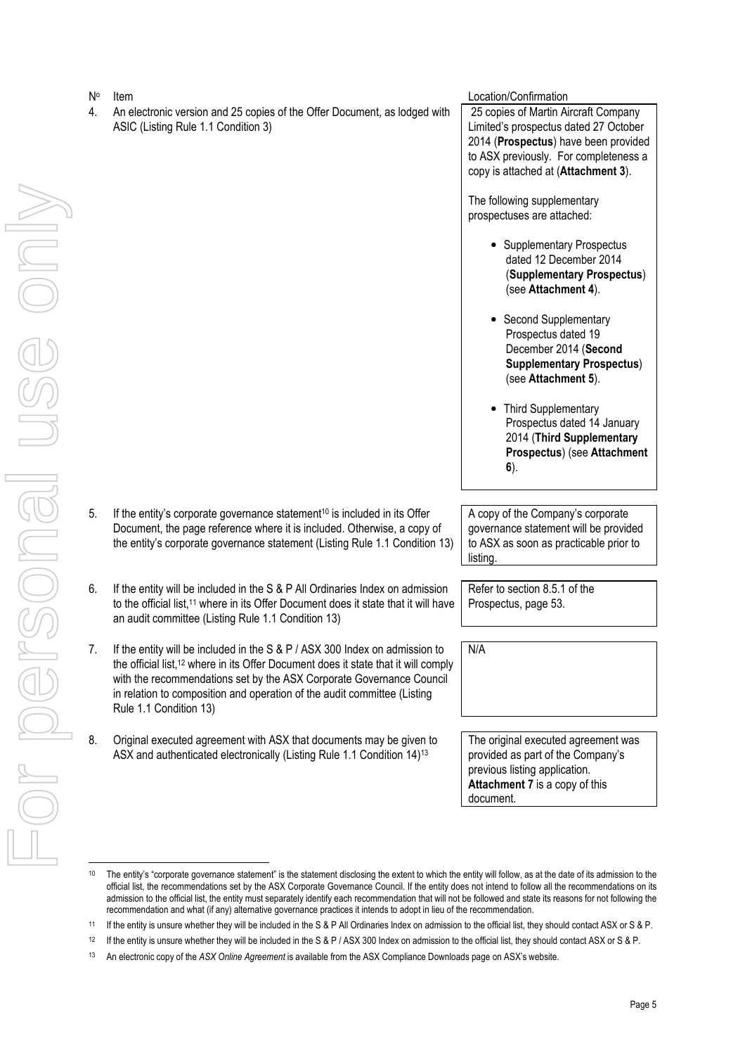| Nº | Item | Location/Confirmation |
|---|---|---|
| 4. | An electronic version and 25 copies of the Offer Document, as lodged with ASIC (Listing Rule 1.1 Condition 3) | 25 copies of Martin Aircraft Company Limited's prospectus dated 27 October 2014 (**Prospectus**) have been provided to ASX previously. For completeness a copy is attached at (**Attachment 3**).<br><br>The following supplementary prospectuses are attached:<br><br>• Supplementary Prospectus dated 12 December 2014 (**Supplementary Prospectus**) (see **Attachment 4**).<br><br>• Second Supplementary Prospectus dated 19 December 2014 (**Second Supplementary Prospectus**) (see **Attachment 5**).<br><br>• Third Supplementary Prospectus dated 14 January 2014 (**Third Supplementary Prospectus**) (see **Attachment 6**). |
| 5. | If the entity's corporate governance statement[10] is included in its Offer Document, the page reference where it is included. Otherwise, a copy of the entity's corporate governance statement (Listing Rule 1.1 Condition 13) | A copy of the Company's corporate governance statement will be provided to ASX as soon as practicable prior to listing. |
| 6. | If the entity will be included in the S & P All Ordinaries Index on admission to the official list,[11] where in its Offer Document does it state that it will have an audit committee (Listing Rule 1.1 Condition 13) | Refer to section 8.5.1 of the Prospectus, page 53. |
| 7. | If the entity will be included in the S & P / ASX 300 Index on admission to the official list,[12] where in its Offer Document does it state that it will comply with the recommendations set by the ASX Corporate Governance Council in relation to composition and operation of the audit committee (Listing Rule 1.1 Condition 13) | N/A |
| 8. | Original executed agreement with ASX that documents may be given to ASX and authenticated electronically (Listing Rule 1.1 Condition 14)[13] | The original executed agreement was provided as part of the Company's previous listing application. **Attachment 7** is a copy of this document. |

[10] The entity's "corporate governance statement" is the statement disclosing the extent to which the entity will follow, as at the date of its admission to the official list, the recommendations set by the ASX Corporate Governance Council. If the entity does not intend to follow all the recommendations on its admission to the official list, the entity must separately identify each recommendation that will not be followed and state its reasons for not following the recommendation and what (if any) alternative governance practices it intends to adopt in lieu of the recommendation.

[11] If the entity is unsure whether they will be included in the S & P All Ordinaries Index on admission to the official list, they should contact ASX or S & P.

[12] If the entity is unsure whether they will be included in the S & P / ASX 300 Index on admission to the official list, they should contact ASX or S & P.

[13] An electronic copy of the *ASX Online Agreement* is available from the ASX Compliance Downloads page on ASX's website.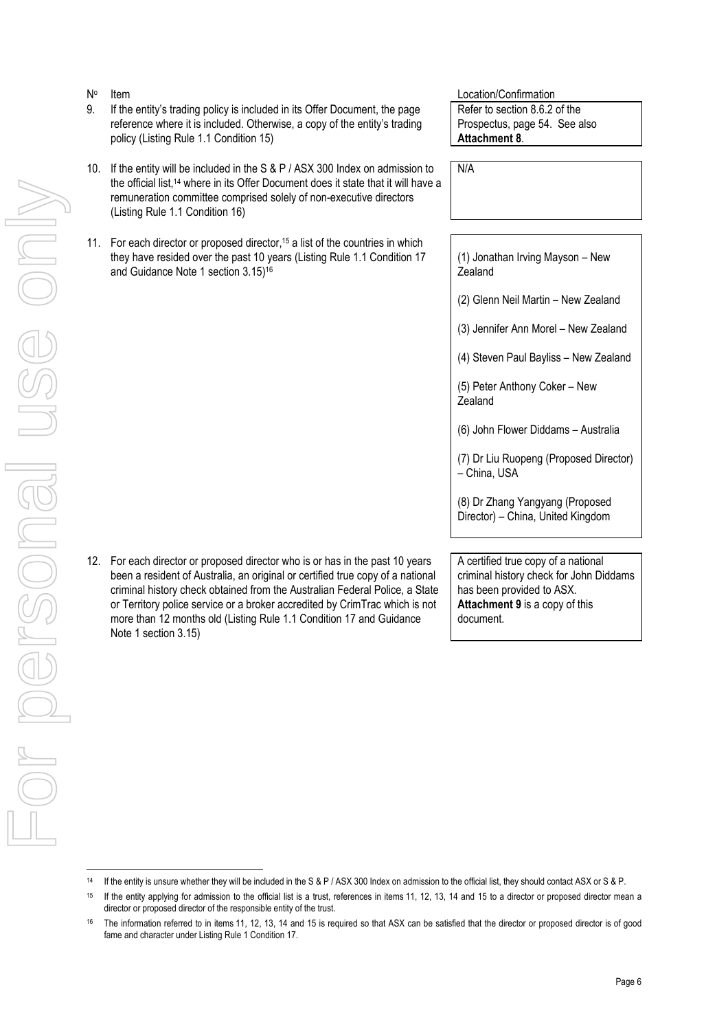| Nº | Item | Location/Confirmation |
| --- | --- | --- |
| 9. | If the entity's trading policy is included in its Offer Document, the page reference where it is included. Otherwise, a copy of the entity's trading policy (Listing Rule 1.1 Condition 15) | Refer to section 8.6.2 of the Prospectus, page 54. See also **Attachment 8**. |
| 10. | If the entity will be included in the S & P / ASX 300 Index on admission to the official list,[14] where in its Offer Document does it state that it will have a remuneration committee comprised solely of non-executive directors (Listing Rule 1.1 Condition 16) | N/A |
| 11. | For each director or proposed director,[15] a list of the countries in which they have resided over the past 10 years (Listing Rule 1.1 Condition 17 and Guidance Note 1 section 3.15)[16] | (1) Jonathan Irving Mayson – New Zealand<br><br>(2) Glenn Neil Martin – New Zealand<br><br>(3) Jennifer Ann Morel – New Zealand<br><br>(4) Steven Paul Bayliss – New Zealand<br><br>(5) Peter Anthony Coker – New Zealand<br><br>(6) John Flower Diddams – Australia<br><br>(7) Dr Liu Ruopeng (Proposed Director) – China, USA<br><br>(8) Dr Zhang Yangyang (Proposed Director) – China, United Kingdom |
| 12. | For each director or proposed director who is or has in the past 10 years been a resident of Australia, an original or certified true copy of a national criminal history check obtained from the Australian Federal Police, a State or Territory police service or a broker accredited by CrimTrac which is not more than 12 months old (Listing Rule 1.1 Condition 17 and Guidance Note 1 section 3.15) | A certified true copy of a national criminal history check for John Diddams has been provided to ASX. **Attachment 9** is a copy of this document. |

[14] If the entity is unsure whether they will be included in the S & P / ASX 300 Index on admission to the official list, they should contact ASX or S & P.

[15] If the entity applying for admission to the official list is a trust, references in items 11, 12, 13, 14 and 15 to a director or proposed director mean a director or proposed director of the responsible entity of the trust.

[16] The information referred to in items 11, 12, 13, 14 and 15 is required so that ASX can be satisfied that the director or proposed director is of good fame and character under Listing Rule 1 Condition 17.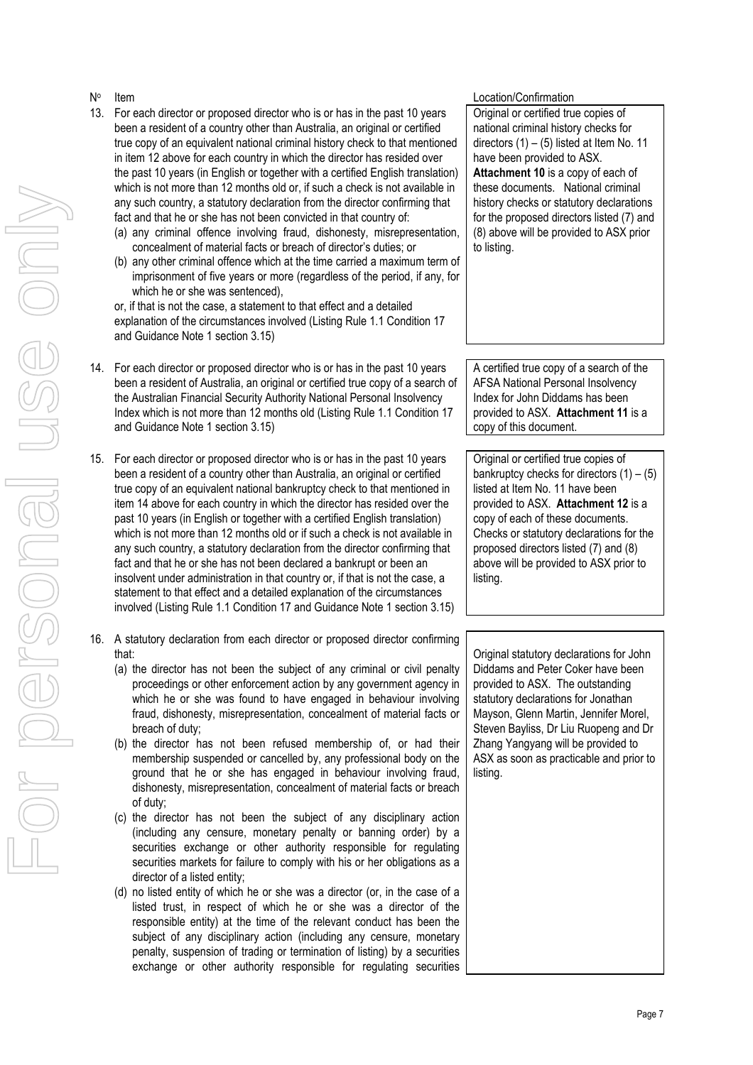| Nº | Item | Location/Confirmation |
|---|---|---|
| 13. | For each director or proposed director who is or has in the past 10 years been a resident of a country other than Australia, an original or certified true copy of an equivalent national criminal history check to that mentioned in item 12 above for each country in which the director has resided over the past 10 years (in English or together with a certified English translation) which is not more than 12 months old or, if such a check is not available in any such country, a statutory declaration from the director confirming that fact and that he or she has not been convicted in that country of:<br>(a) any criminal offence involving fraud, dishonesty, misrepresentation, concealment of material facts or breach of director's duties; or<br>(b) any other criminal offence which at the time carried a maximum term of imprisonment of five years or more (regardless of the period, if any, for which he or she was sentenced),<br>or, if that is not the case, a statement to that effect and a detailed explanation of the circumstances involved (Listing Rule 1.1 Condition 17 and Guidance Note 1 section 3.15) | Original or certified true copies of national criminal history checks for directors (1) – (5) listed at Item No. 11 have been provided to ASX. **Attachment 10** is a copy of each of these documents. National criminal history checks or statutory declarations for the proposed directors listed (7) and (8) above will be provided to ASX prior to listing. |
| 14. | For each director or proposed director who is or has in the past 10 years been a resident of Australia, an original or certified true copy of a search of the Australian Financial Security Authority National Personal Insolvency Index which is not more than 12 months old (Listing Rule 1.1 Condition 17 and Guidance Note 1 section 3.15) | A certified true copy of a search of the AFSA National Personal Insolvency Index for John Diddams has been provided to ASX. **Attachment 11** is a copy of this document. |
| 15. | For each director or proposed director who is or has in the past 10 years been a resident of a country other than Australia, an original or certified true copy of an equivalent national bankruptcy check to that mentioned in item 14 above for each country in which the director has resided over the past 10 years (in English or together with a certified English translation) which is not more than 12 months old or if such a check is not available in any such country, a statutory declaration from the director confirming that fact and that he or she has not been declared a bankrupt or been an insolvent under administration in that country or, if that is not the case, a statement to that effect and a detailed explanation of the circumstances involved (Listing Rule 1.1 Condition 17 and Guidance Note 1 section 3.15) | Original or certified true copies of bankruptcy checks for directors (1) – (5) listed at Item No. 11 have been provided to ASX. **Attachment 12** is a copy of each of these documents. Checks or statutory declarations for the proposed directors listed (7) and (8) above will be provided to ASX prior to listing. |
| 16. | A statutory declaration from each director or proposed director confirming that:<br>(a) the director has not been the subject of any criminal or civil penalty proceedings or other enforcement action by any government agency in which he or she was found to have engaged in behaviour involving fraud, dishonesty, misrepresentation, concealment of material facts or breach of duty;<br>(b) the director has not been refused membership of, or had their membership suspended or cancelled by, any professional body on the ground that he or she has engaged in behaviour involving fraud, dishonesty, misrepresentation, concealment of material facts or breach of duty;<br>(c) the director has not been the subject of any disciplinary action (including any censure, monetary penalty or banning order) by a securities exchange or other authority responsible for regulating securities markets for failure to comply with his or her obligations as a director of a listed entity;<br>(d) no listed entity of which he or she was a director (or, in the case of a listed trust, in respect of which he or she was a director of the responsible entity) at the time of the relevant conduct has been the subject of any disciplinary action (including any censure, monetary penalty, suspension of trading or termination of listing) by a securities exchange or other authority responsible for regulating securities | Original statutory declarations for John Diddams and Peter Coker have been provided to ASX. The outstanding statutory declarations for Jonathan Mayson, Glenn Martin, Jennifer Morel, Steven Bayliss, Dr Liu Ruopeng and Dr Zhang Yangyang will be provided to ASX as soon as practicable and prior to listing. |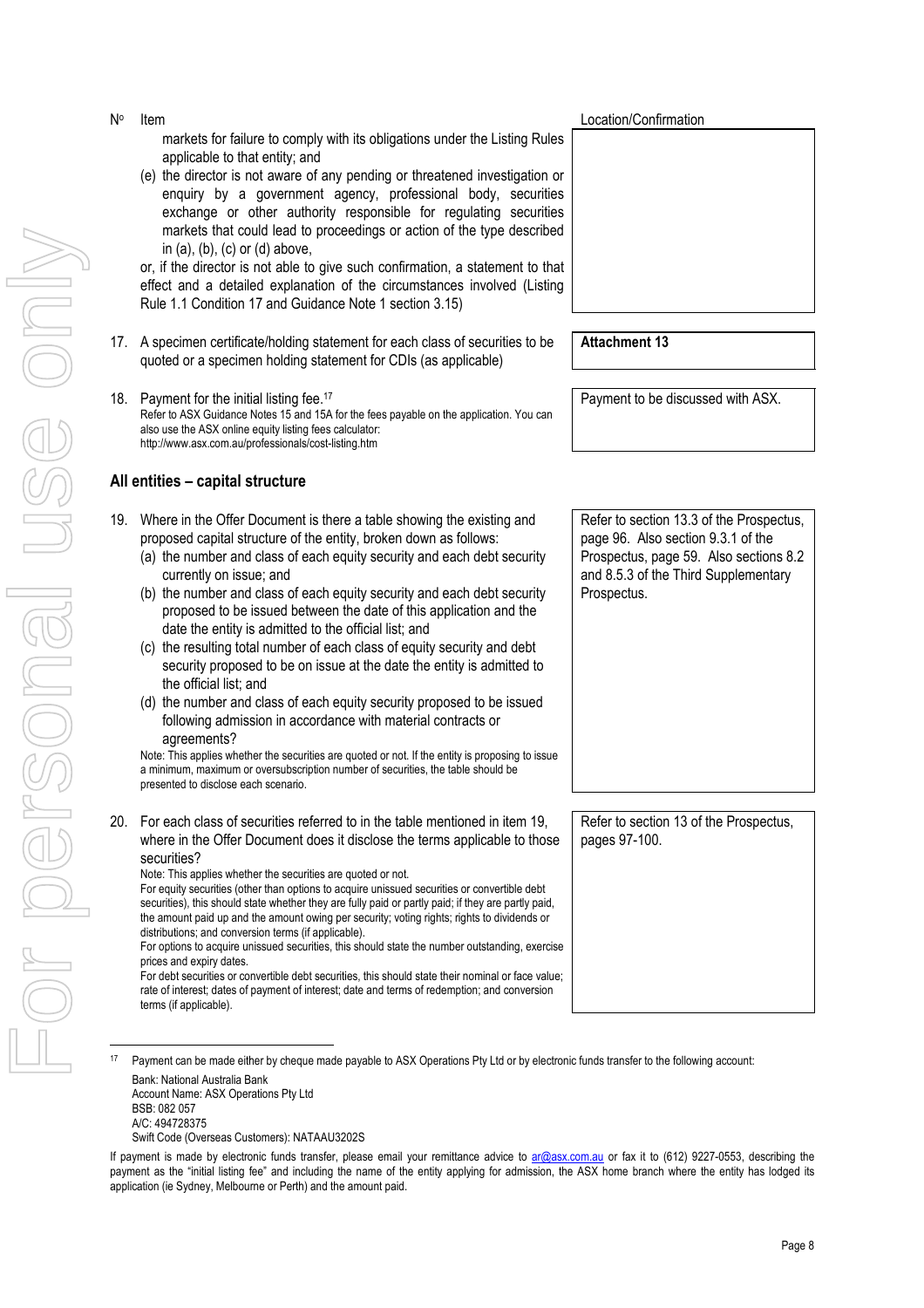| Nº | Item | Location/Confirmation |
|---|---|---|
| | markets for failure to comply with its obligations under the Listing Rules applicable to that entity; and<br>(e) the director is not aware of any pending or threatened investigation or enquiry by a government agency, professional body, securities exchange or other authority responsible for regulating securities markets that could lead to proceedings or action of the type described in (a), (b), (c) or (d) above,<br>or, if the director is not able to give such confirmation, a statement to that effect and a detailed explanation of the circumstances involved (Listing Rule 1.1 Condition 17 and Guidance Note 1 section 3.15) | |
| 17. | A specimen certificate/holding statement for each class of securities to be quoted or a specimen holding statement for CDIs (as applicable) | **Attachment 13** |
| 18. | Payment for the initial listing fee.[17]<br>Refer to ASX Guidance Notes 15 and 15A for the fees payable on the application. You can also use the ASX online equity listing fees calculator: http://www.asx.com.au/professionals/cost-listing.htm | Payment to be discussed with ASX. |

## All entities – capital structure

| Nº | Item | Location/Confirmation |
|---|---|---|
| 19. | Where in the Offer Document is there a table showing the existing and proposed capital structure of the entity, broken down as follows:<br>(a) the number and class of each equity security and each debt security currently on issue; and<br>(b) the number and class of each equity security and each debt security proposed to be issued between the date of this application and the date the entity is admitted to the official list; and<br>(c) the resulting total number of each class of equity security and debt security proposed to be on issue at the date the entity is admitted to the official list; and<br>(d) the number and class of each equity security proposed to be issued following admission in accordance with material contracts or agreements?<br>Note: This applies whether the securities are quoted or not. If the entity is proposing to issue a minimum, maximum or oversubscription number of securities, the table should be presented to disclose each scenario. | Refer to section 13.3 of the Prospectus, page 96. Also section 9.3.1 of the Prospectus, page 59. Also sections 8.2 and 8.5.3 of the Third Supplementary Prospectus. |
| 20. | For each class of securities referred to in the table mentioned in item 19, where in the Offer Document does it disclose the terms applicable to those securities?<br>Note: This applies whether the securities are quoted or not.<br>For equity securities (other than options to acquire unissued securities or convertible debt securities), this should state whether they are fully paid or partly paid; if they are partly paid, the amount paid up and the amount owing per security; voting rights; rights to dividends or distributions; and conversion terms (if applicable).<br>For options to acquire unissued securities, this should state the number outstanding, exercise prices and expiry dates.<br>For debt securities or convertible debt securities, this should state their nominal or face value; rate of interest; dates of payment of interest; date and terms of redemption; and conversion terms (if applicable). | Refer to section 13 of the Prospectus, pages 97-100. |

[17] Payment can be made either by cheque made payable to ASX Operations Pty Ltd or by electronic funds transfer to the following account:
Bank: National Australia Bank
Account Name: ASX Operations Pty Ltd
BSB: 082 057
A/C: 494728375
Swift Code (Overseas Customers): NATAAU3202S

If payment is made by electronic funds transfer, please email your remittance advice to ar@asx.com.au or fax it to (612) 9227-0553, describing the payment as the "initial listing fee" and including the name of the entity applying for admission, the ASX home branch where the entity has lodged its application (ie Sydney, Melbourne or Perth) and the amount paid.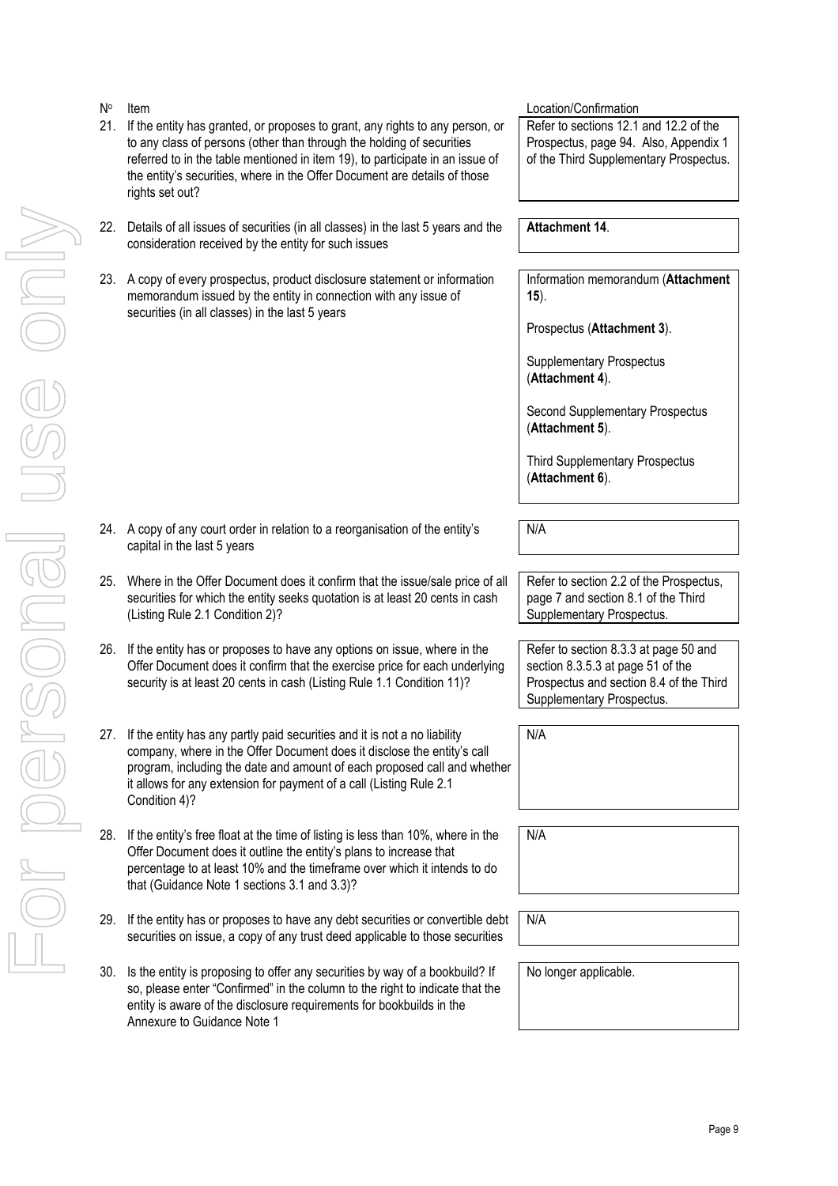| Nº | Item | Location/Confirmation |
|---|---|---|
| 21. | If the entity has granted, or proposes to grant, any rights to any person, or to any class of persons (other than through the holding of securities referred to in the table mentioned in item 19), to participate in an issue of the entity's securities, where in the Offer Document are details of those rights set out? | Refer to sections 12.1 and 12.2 of the Prospectus, page 94. Also, Appendix 1 of the Third Supplementary Prospectus. |
| 22. | Details of all issues of securities (in all classes) in the last 5 years and the consideration received by the entity for such issues | **Attachment 14**. |
| 23. | A copy of every prospectus, product disclosure statement or information memorandum issued by the entity in connection with any issue of securities (in all classes) in the last 5 years | Information memorandum (**Attachment 15**).<br><br>Prospectus (**Attachment 3**).<br><br>Supplementary Prospectus (**Attachment 4**).<br><br>Second Supplementary Prospectus (**Attachment 5**).<br><br>Third Supplementary Prospectus (**Attachment 6**). |
| 24. | A copy of any court order in relation to a reorganisation of the entity's capital in the last 5 years | N/A |
| 25. | Where in the Offer Document does it confirm that the issue/sale price of all securities for which the entity seeks quotation is at least 20 cents in cash (Listing Rule 2.1 Condition 2)? | Refer to section 2.2 of the Prospectus, page 7 and section 8.1 of the Third Supplementary Prospectus. |
| 26. | If the entity has or proposes to have any options on issue, where in the Offer Document does it confirm that the exercise price for each underlying security is at least 20 cents in cash (Listing Rule 1.1 Condition 11)? | Refer to section 8.3.3 at page 50 and section 8.3.5.3 at page 51 of the Prospectus and section 8.4 of the Third Supplementary Prospectus. |
| 27. | If the entity has any partly paid securities and it is not a no liability company, where in the Offer Document does it disclose the entity's call program, including the date and amount of each proposed call and whether it allows for any extension for payment of a call (Listing Rule 2.1 Condition 4)? | N/A |
| 28. | If the entity's free float at the time of listing is less than 10%, where in the Offer Document does it outline the entity's plans to increase that percentage to at least 10% and the timeframe over which it intends to do that (Guidance Note 1 sections 3.1 and 3.3)? | N/A |
| 29. | If the entity has or proposes to have any debt securities or convertible debt securities on issue, a copy of any trust deed applicable to those securities | N/A |
| 30. | Is the entity is proposing to offer any securities by way of a bookbuild? If so, please enter "Confirmed" in the column to the right to indicate that the entity is aware of the disclosure requirements for bookbuilds in the Annexure to Guidance Note 1 | No longer applicable. |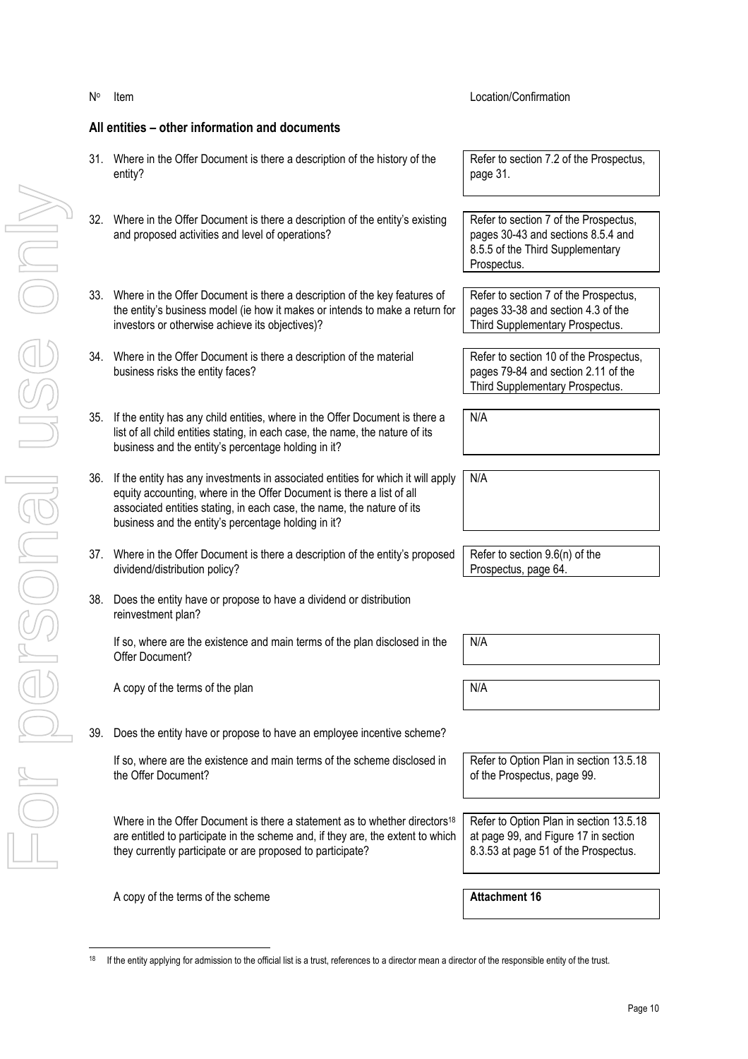| Nº | Item | Location/Confirmation |
|---|---|---|
| | **All entities – other information and documents** | |
| 31. | Where in the Offer Document is there a description of the history of the entity? | Refer to section 7.2 of the Prospectus, page 31. |
| 32. | Where in the Offer Document is there a description of the entity's existing and proposed activities and level of operations? | Refer to section 7 of the Prospectus, pages 30-43 and sections 8.5.4 and 8.5.5 of the Third Supplementary Prospectus. |
| 33. | Where in the Offer Document is there a description of the key features of the entity's business model (ie how it makes or intends to make a return for investors or otherwise achieve its objectives)? | Refer to section 7 of the Prospectus, pages 33-38 and section 4.3 of the Third Supplementary Prospectus. |
| 34. | Where in the Offer Document is there a description of the material business risks the entity faces? | Refer to section 10 of the Prospectus, pages 79-84 and section 2.11 of the Third Supplementary Prospectus. |
| 35. | If the entity has any child entities, where in the Offer Document is there a list of all child entities stating, in each case, the name, the nature of its business and the entity's percentage holding in it? | N/A |
| 36. | If the entity has any investments in associated entities for which it will apply equity accounting, where in the Offer Document is there a list of all associated entities stating, in each case, the name, the nature of its business and the entity's percentage holding in it? | N/A |
| 37. | Where in the Offer Document is there a description of the entity's proposed dividend/distribution policy? | Refer to section 9.6(n) of the Prospectus, page 64. |
| 38. | Does the entity have or propose to have a dividend or distribution reinvestment plan? | |
| | If so, where are the existence and main terms of the plan disclosed in the Offer Document? | N/A |
| | A copy of the terms of the plan | N/A |
| 39. | Does the entity have or propose to have an employee incentive scheme? | |
| | If so, where are the existence and main terms of the scheme disclosed in the Offer Document? | Refer to Option Plan in section 13.5.18 of the Prospectus, page 99. |
| | Where in the Offer Document is there a statement as to whether directors[18] are entitled to participate in the scheme and, if they are, the extent to which they currently participate or are proposed to participate? | Refer to Option Plan in section 13.5.18 at page 99, and Figure 17 in section 8.3.53 at page 51 of the Prospectus. |
| | A copy of the terms of the scheme | **Attachment 16** |

[18] If the entity applying for admission to the official list is a trust, references to a director mean a director of the responsible entity of the trust.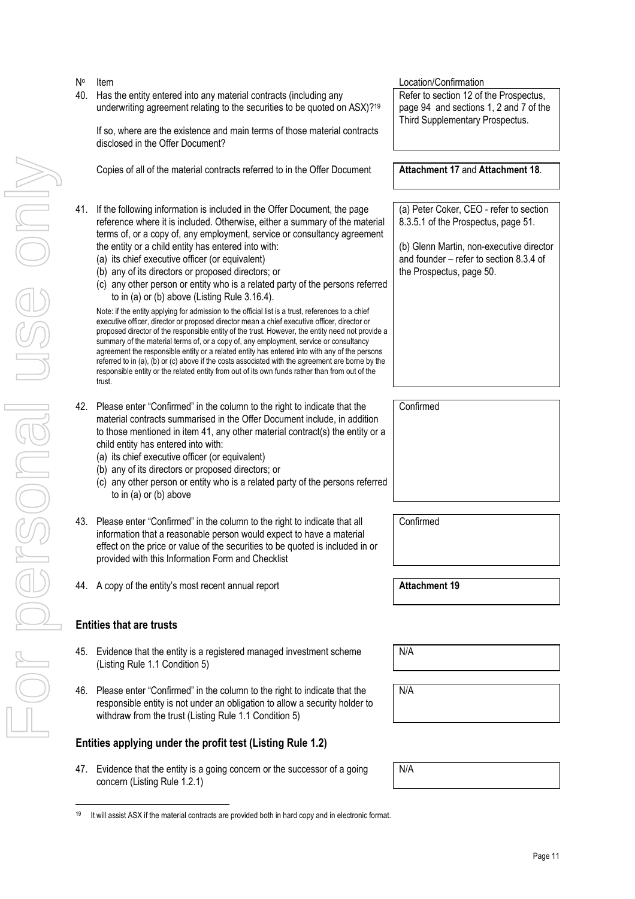| Nº | Item | Location/Confirmation |
|---|---|---|
| 40. | Has the entity entered into any material contracts (including any underwriting agreement relating to the securities to be quoted on ASX)?[19] If so, where are the existence and main terms of those material contracts disclosed in the Offer Document? | Refer to section 12 of the Prospectus, page 94 and sections 1, 2 and 7 of the Third Supplementary Prospectus. |
| | Copies of all of the material contracts referred to in the Offer Document | **Attachment 17** and **Attachment 18**. |
| 41. | If the following information is included in the Offer Document, the page reference where it is included. Otherwise, either a summary of the material terms of, or a copy of, any employment, service or consultancy agreement the entity or a child entity has entered into with: (a) its chief executive officer (or equivalent) (b) any of its directors or proposed directors; or (c) any other person or entity who is a related party of the persons referred to in (a) or (b) above (Listing Rule 3.16.4). Note: if the entity applying for admission to the official list is a trust, references to a chief executive officer, director or proposed director mean a chief executive officer, director or proposed director of the responsible entity of the trust. However, the entity need not provide a summary of the material terms of, or a copy of, any employment, service or consultancy agreement the responsible entity or a related entity has entered into with any of the persons referred to in (a), (b) or (c) above if the costs associated with the agreement are borne by the responsible entity or the related entity from out of its own funds rather than from out of the trust. | (a) Peter Coker, CEO - refer to section 8.3.5.1 of the Prospectus, page 51. (b) Glenn Martin, non-executive director and founder – refer to section 8.3.4 of the Prospectus, page 50. |
| 42. | Please enter "Confirmed" in the column to the right to indicate that the material contracts summarised in the Offer Document include, in addition to those mentioned in item 41, any other material contract(s) the entity or a child entity has entered into with: (a) its chief executive officer (or equivalent) (b) any of its directors or proposed directors; or (c) any other person or entity who is a related party of the persons referred to in (a) or (b) above | Confirmed |
| 43. | Please enter "Confirmed" in the column to the right to indicate that all information that a reasonable person would expect to have a material effect on the price or value of the securities to be quoted is included in or provided with this Information Form and Checklist | Confirmed |
| 44. | A copy of the entity's most recent annual report | **Attachment 19** |

## Entities that are trusts

| Nº | Item | Location/Confirmation |
|---|---|---|
| 45. | Evidence that the entity is a registered managed investment scheme (Listing Rule 1.1 Condition 5) | N/A |
| 46. | Please enter "Confirmed" in the column to the right to indicate that the responsible entity is not under an obligation to allow a security holder to withdraw from the trust (Listing Rule 1.1 Condition 5) | N/A |

## Entities applying under the profit test (Listing Rule 1.2)

| Nº | Item | Location/Confirmation |
|---|---|---|
| 47. | Evidence that the entity is a going concern or the successor of a going concern (Listing Rule 1.2.1) | N/A |

[19] It will assist ASX if the material contracts are provided both in hard copy and in electronic format.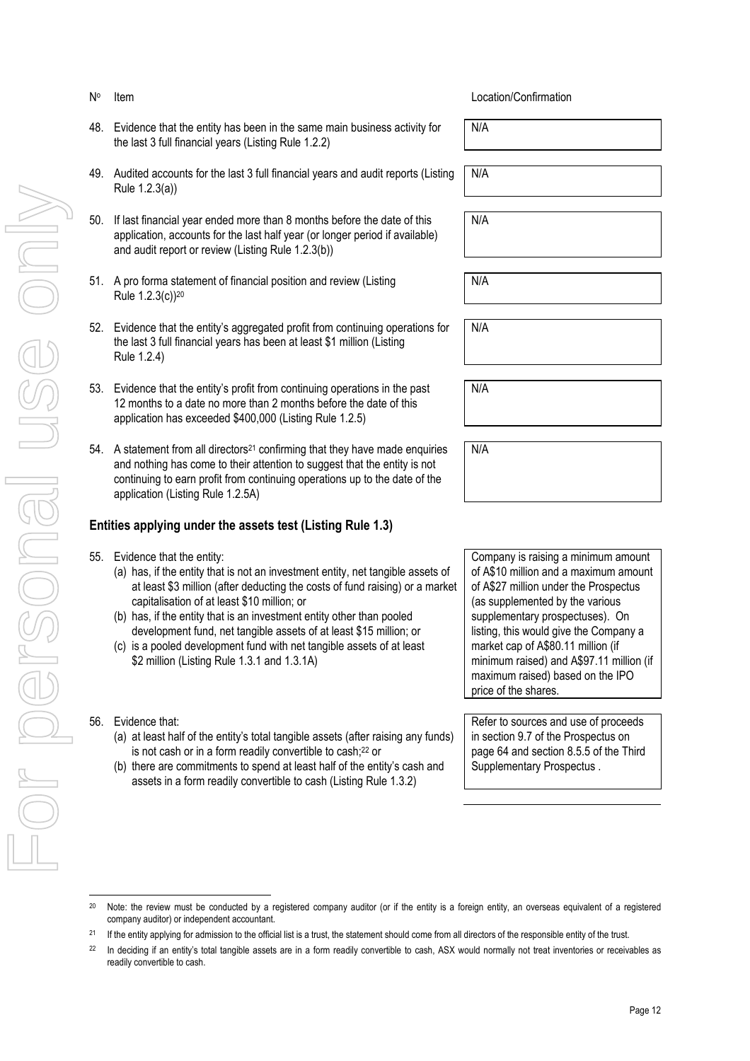| Nº | Item | Location/Confirmation |
|---|---|---|
| 48. | Evidence that the entity has been in the same main business activity for the last 3 full financial years (Listing Rule 1.2.2) | N/A |
| 49. | Audited accounts for the last 3 full financial years and audit reports (Listing Rule 1.2.3(a)) | N/A |
| 50. | If last financial year ended more than 8 months before the date of this application, accounts for the last half year (or longer period if available) and audit report or review (Listing Rule 1.2.3(b)) | N/A |
| 51. | A pro forma statement of financial position and review (Listing Rule 1.2.3(c))[20] | N/A |
| 52. | Evidence that the entity's aggregated profit from continuing operations for the last 3 full financial years has been at least $1 million (Listing Rule 1.2.4) | N/A |
| 53. | Evidence that the entity's profit from continuing operations in the past 12 months to a date no more than 2 months before the date of this application has exceeded $400,000 (Listing Rule 1.2.5) | N/A |
| 54. | A statement from all directors[21] confirming that they have made enquiries and nothing has come to their attention to suggest that the entity is not continuing to earn profit from continuing operations up to the date of the application (Listing Rule 1.2.5A) | N/A |

## Entities applying under the assets test (Listing Rule 1.3)

| Nº | Item | Location/Confirmation |
|---|---|---|
| 55. | Evidence that the entity:<br>(a) has, if the entity that is not an investment entity, net tangible assets of at least $3 million (after deducting the costs of fund raising) or a market capitalisation of at least $10 million; or<br>(b) has, if the entity that is an investment entity other than pooled development fund, net tangible assets of at least $15 million; or<br>(c) is a pooled development fund with net tangible assets of at least $2 million (Listing Rule 1.3.1 and 1.3.1A) | Company is raising a minimum amount of A$10 million and a maximum amount of A$27 million under the Prospectus (as supplemented by the various supplementary prospectuses). On listing, this would give the Company a market cap of A$80.11 million (if minimum raised) and A$97.11 million (if maximum raised) based on the IPO price of the shares. |
| 56. | Evidence that:<br>(a) at least half of the entity's total tangible assets (after raising any funds) is not cash or in a form readily convertible to cash;[22] or<br>(b) there are commitments to spend at least half of the entity's cash and assets in a form readily convertible to cash (Listing Rule 1.3.2) | Refer to sources and use of proceeds in section 9.7 of the Prospectus on page 64 and section 8.5.5 of the Third Supplementary Prospectus . |

[20] Note: the review must be conducted by a registered company auditor (or if the entity is a foreign entity, an overseas equivalent of a registered company auditor) or independent accountant.

[21] If the entity applying for admission to the official list is a trust, the statement should come from all directors of the responsible entity of the trust.

[22] In deciding if an entity's total tangible assets are in a form readily convertible to cash, ASX would normally not treat inventories or receivables as readily convertible to cash.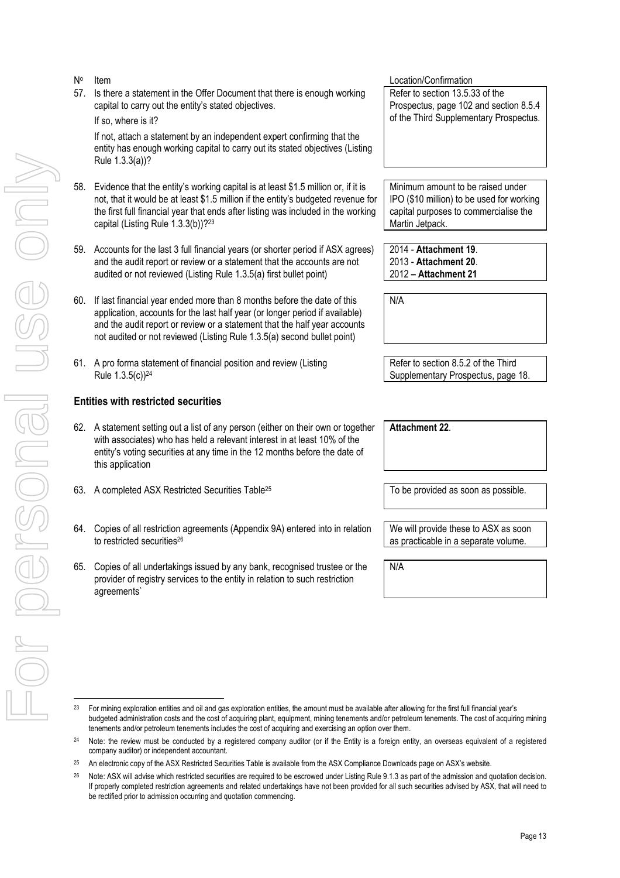| Nº | Item | Location/Confirmation |
|---|---|---|
| 57. | Is there a statement in the Offer Document that there is enough working capital to carry out the entity's stated objectives.<br><br>If so, where is it?<br><br>If not, attach a statement by an independent expert confirming that the entity has enough working capital to carry out its stated objectives (Listing Rule 1.3.3(a))? | Refer to section 13.5.33 of the Prospectus, page 102 and section 8.5.4 of the Third Supplementary Prospectus. |
| 58. | Evidence that the entity's working capital is at least $1.5 million or, if it is not, that it would be at least $1.5 million if the entity's budgeted revenue for the first full financial year that ends after listing was included in the working capital (Listing Rule 1.3.3(b))?[23] | Minimum amount to be raised under IPO ($10 million) to be used for working capital purposes to commercialise the Martin Jetpack. |
| 59. | Accounts for the last 3 full financial years (or shorter period if ASX agrees) and the audit report or review or a statement that the accounts are not audited or not reviewed (Listing Rule 1.3.5(a) first bullet point) | 2014 - **Attachment 19**.<br>2013 - **Attachment 20**.<br>2012 **– Attachment 21** |
| 60. | If last financial year ended more than 8 months before the date of this application, accounts for the last half year (or longer period if available) and the audit report or review or a statement that the half year accounts not audited or not reviewed (Listing Rule 1.3.5(a) second bullet point) | N/A |
| 61. | A pro forma statement of financial position and review (Listing Rule 1.3.5(c))[24] | Refer to section 8.5.2 of the Third Supplementary Prospectus, page 18. |

## Entities with restricted securities

| Nº | Item | Location/Confirmation |
|---|---|---|
| 62. | A statement setting out a list of any person (either on their own or together with associates) who has held a relevant interest in at least 10% of the entity's voting securities at any time in the 12 months before the date of this application | **Attachment 22**. |
| 63. | A completed ASX Restricted Securities Table[25] | To be provided as soon as possible. |
| 64. | Copies of all restriction agreements (Appendix 9A) entered into in relation to restricted securities[26] | We will provide these to ASX as soon as practicable in a separate volume. |
| 65. | Copies of all undertakings issued by any bank, recognised trustee or the provider of registry services to the entity in relation to such restriction agreements` | N/A |

[23] For mining exploration entities and oil and gas exploration entities, the amount must be available after allowing for the first full financial year's budgeted administration costs and the cost of acquiring plant, equipment, mining tenements and/or petroleum tenements. The cost of acquiring mining tenements and/or petroleum tenements includes the cost of acquiring and exercising an option over them.

[24] Note: the review must be conducted by a registered company auditor (or if the Entity is a foreign entity, an overseas equivalent of a registered company auditor) or independent accountant.

[25] An electronic copy of the ASX Restricted Securities Table is available from the ASX Compliance Downloads page on ASX's website.

[26] Note: ASX will advise which restricted securities are required to be escrowed under Listing Rule 9.1.3 as part of the admission and quotation decision. If properly completed restriction agreements and related undertakings have not been provided for all such securities advised by ASX, that will need to be rectified prior to admission occurring and quotation commencing.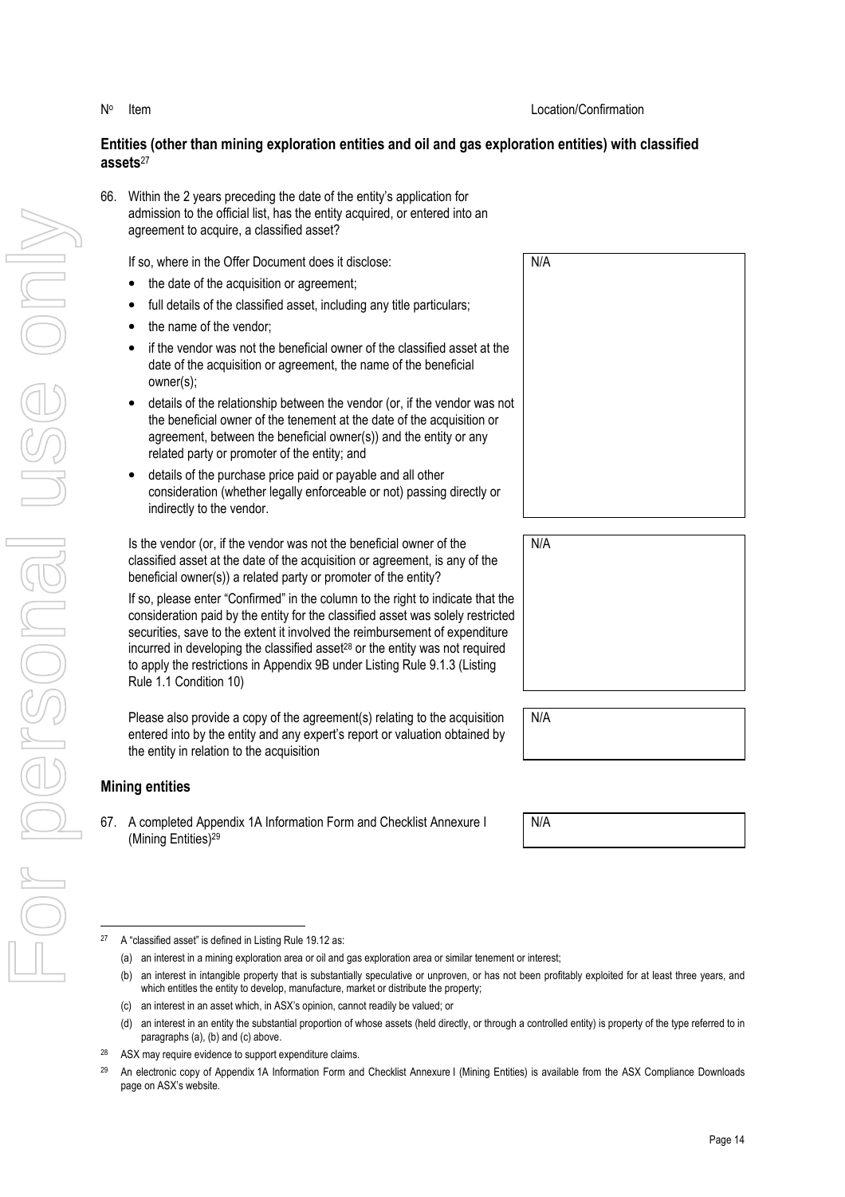| Nº | Item | Location/Confirmation |
|---|---|---|

**Entities (other than mining exploration entities and oil and gas exploration entities) with classified assets**[27]

| Nº | Item | Location/Confirmation |
|---|---|---|
| 66. | Within the 2 years preceding the date of the entity's application for admission to the official list, has the entity acquired, or entered into an agreement to acquire, a classified asset?<br><br>If so, where in the Offer Document does it disclose:<br>• the date of the acquisition or agreement;<br>• full details of the classified asset, including any title particulars;<br>• the name of the vendor;<br>• if the vendor was not the beneficial owner of the classified asset at the date of the acquisition or agreement, the name of the beneficial owner(s);<br>• details of the relationship between the vendor (or, if the vendor was not the beneficial owner of the tenement at the date of the acquisition or agreement, between the beneficial owner(s)) and the entity or any related party or promoter of the entity; and<br>• details of the purchase price paid or payable and all other consideration (whether legally enforceable or not) passing directly or indirectly to the vendor. | N/A |
| | Is the vendor (or, if the vendor was not the beneficial owner of the classified asset at the date of the acquisition or agreement, is any of the beneficial owner(s)) a related party or promoter of the entity?<br><br>If so, please enter "Confirmed" in the column to the right to indicate that the consideration paid by the entity for the classified asset was solely restricted securities, save to the extent it involved the reimbursement of expenditure incurred in developing the classified asset[28] or the entity was not required to apply the restrictions in Appendix 9B under Listing Rule 9.1.3 (Listing Rule 1.1 Condition 10) | N/A |
| | Please also provide a copy of the agreement(s) relating to the acquisition entered into by the entity and any expert's report or valuation obtained by the entity in relation to the acquisition | N/A |

**Mining entities**

| Nº | Item | Location/Confirmation |
|---|---|---|
| 67. | A completed Appendix 1A Information Form and Checklist Annexure I (Mining Entities)[29] | N/A |

---

[27] A "classified asset" is defined in Listing Rule 19.12 as:

(a) an interest in a mining exploration area or oil and gas exploration area or similar tenement or interest;

(b) an interest in intangible property that is substantially speculative or unproven, or has not been profitably exploited for at least three years, and which entitles the entity to develop, manufacture, market or distribute the property;

(c) an interest in an asset which, in ASX's opinion, cannot readily be valued; or

(d) an interest in an entity the substantial proportion of whose assets (held directly, or through a controlled entity) is property of the type referred to in paragraphs (a), (b) and (c) above.

[28] ASX may require evidence to support expenditure claims.

[29] An electronic copy of Appendix 1A Information Form and Checklist Annexure I (Mining Entities) is available from the ASX Compliance Downloads page on ASX's website.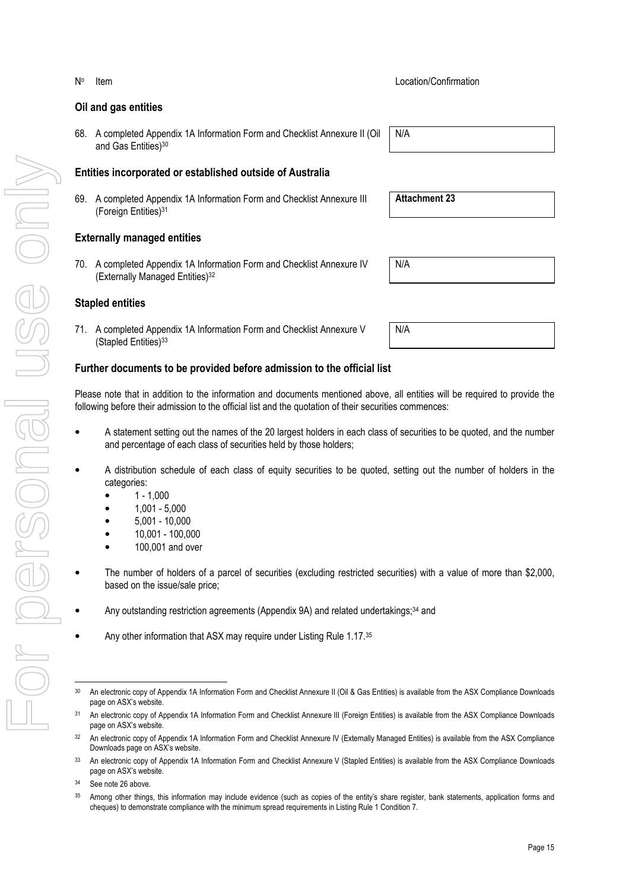| Nº | Item | Location/Confirmation |
|---|---|---|
| | **Oil and gas entities** | |
| 68. | A completed Appendix 1A Information Form and Checklist Annexure II (Oil and Gas Entities)[30] | N/A |
| | **Entities incorporated or established outside of Australia** | |
| 69. | A completed Appendix 1A Information Form and Checklist Annexure III (Foreign Entities)[31] | **Attachment 23** |
| | **Externally managed entities** | |
| 70. | A completed Appendix 1A Information Form and Checklist Annexure IV (Externally Managed Entities)[32] | N/A |
| | **Stapled entities** | |
| 71. | A completed Appendix 1A Information Form and Checklist Annexure V (Stapled Entities)[33] | N/A |

### Further documents to be provided before admission to the official list

Please note that in addition to the information and documents mentioned above, all entities will be required to provide the following before their admission to the official list and the quotation of their securities commences:

- A statement setting out the names of the 20 largest holders in each class of securities to be quoted, and the number and percentage of each class of securities held by those holders;
- A distribution schedule of each class of equity securities to be quoted, setting out the number of holders in the categories:
  - 1 - 1,000
  - 1,001 - 5,000
  - 5,001 - 10,000
  - 10,001 - 100,000
  - 100,001 and over
- The number of holders of a parcel of securities (excluding restricted securities) with a value of more than $2,000, based on the issue/sale price;
- Any outstanding restriction agreements (Appendix 9A) and related undertakings;[34] and
- Any other information that ASX may require under Listing Rule 1.17.[35]

---

[30] An electronic copy of Appendix 1A Information Form and Checklist Annexure II (Oil & Gas Entities) is available from the ASX Compliance Downloads page on ASX's website.

[31] An electronic copy of Appendix 1A Information Form and Checklist Annexure III (Foreign Entities) is available from the ASX Compliance Downloads page on ASX's website.

[32] An electronic copy of Appendix 1A Information Form and Checklist Annexure IV (Externally Managed Entities) is available from the ASX Compliance Downloads page on ASX's website.

[33] An electronic copy of Appendix 1A Information Form and Checklist Annexure V (Stapled Entities) is available from the ASX Compliance Downloads page on ASX's website.

[34] See note 26 above.

[35] Among other things, this information may include evidence (such as copies of the entity's share register, bank statements, application forms and cheques) to demonstrate compliance with the minimum spread requirements in Listing Rule 1 Condition 7.